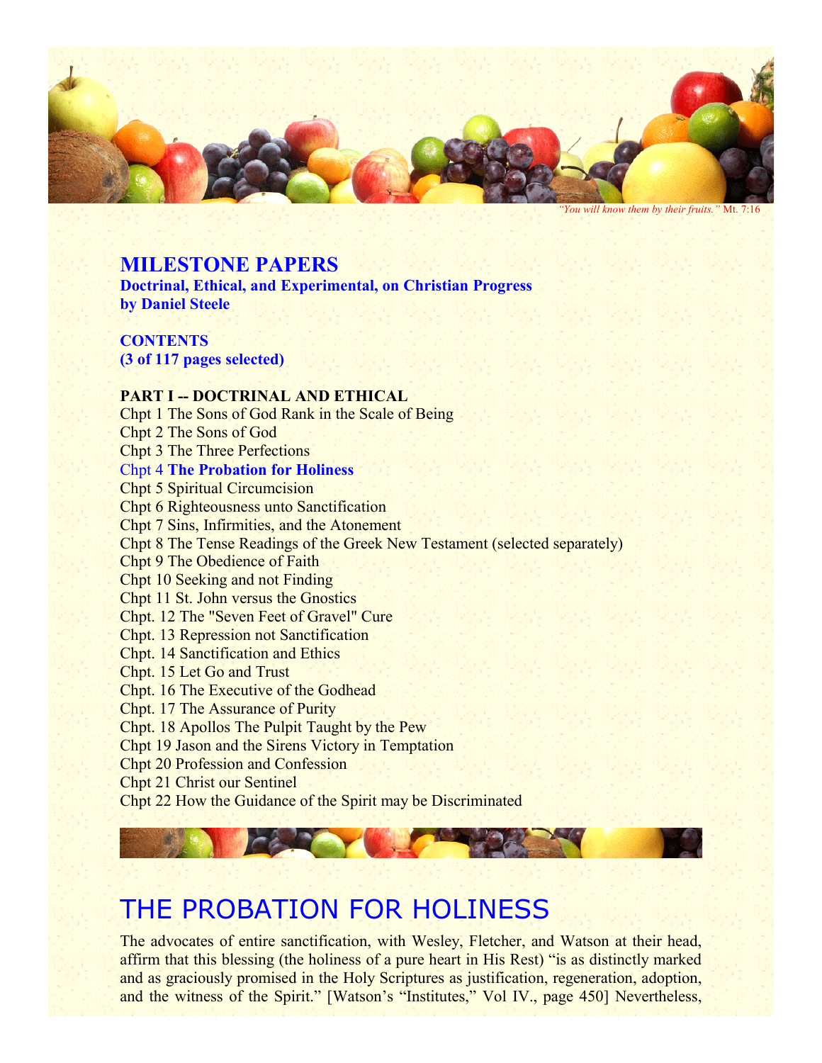*"You will know them by their fruits."* Mt. 7:16

## MILESTONE PAPERS

**Doctrinal, Ethical, and Experimental, on Christian Progress**
**by Daniel Steele**

**CONTENTS**
**(3 of 117 pages selected)**

**PART I -- DOCTRINAL AND ETHICAL**

Chpt 1 The Sons of God Rank in the Scale of Being
Chpt 2 The Sons of God
Chpt 3 The Three Perfections
Chpt 4 **The Probation for Holiness**
Chpt 5 Spiritual Circumcision
Chpt 6 Righteousness unto Sanctification
Chpt 7 Sins, Infirmities, and the Atonement
Chpt 8 The Tense Readings of the Greek New Testament (selected separately)
Chpt 9 The Obedience of Faith
Chpt 10 Seeking and not Finding
Chpt 11 St. John versus the Gnostics
Chpt. 12 The "Seven Feet of Gravel" Cure
Chpt. 13 Repression not Sanctification
Chpt. 14 Sanctification and Ethics
Chpt. 15 Let Go and Trust
Chpt. 16 The Executive of the Godhead
Chpt. 17 The Assurance of Purity
Chpt. 18 Apollos The Pulpit Taught by the Pew
Chpt 19 Jason and the Sirens Victory in Temptation
Chpt 20 Profession and Confession
Chpt 21 Christ our Sentinel
Chpt 22 How the Guidance of the Spirit may be Discriminated

# THE PROBATION FOR HOLINESS

The advocates of entire sanctification, with Wesley, Fletcher, and Watson at their head, affirm that this blessing (the holiness of a pure heart in His Rest) "is as distinctly marked and as graciously promised in the Holy Scriptures as justification, regeneration, adoption, and the witness of the Spirit." [Watson's "Institutes," Vol IV., page 450] Nevertheless,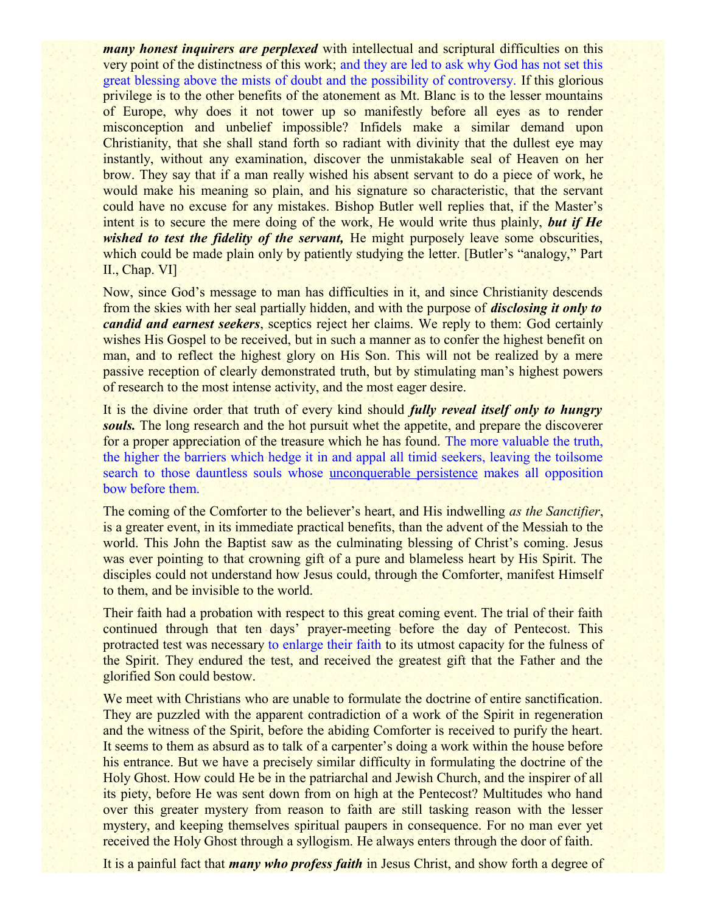***many honest inquirers are perplexed*** with intellectual and scriptural difficulties on this very point of the distinctness of this work; and they are led to ask why God has not set this great blessing above the mists of doubt and the possibility of controversy. If this glorious privilege is to the other benefits of the atonement as Mt. Blanc is to the lesser mountains of Europe, why does it not tower up so manifestly before all eyes as to render misconception and unbelief impossible? Infidels make a similar demand upon Christianity, that she shall stand forth so radiant with divinity that the dullest eye may instantly, without any examination, discover the unmistakable seal of Heaven on her brow. They say that if a man really wished his absent servant to do a piece of work, he would make his meaning so plain, and his signature so characteristic, that the servant could have no excuse for any mistakes. Bishop Butler well replies that, if the Master's intent is to secure the mere doing of the work, He would write thus plainly, ***but if He wished to test the fidelity of the servant,*** He might purposely leave some obscurities, which could be made plain only by patiently studying the letter. [Butler's "analogy," Part II., Chap. VI]

Now, since God's message to man has difficulties in it, and since Christianity descends from the skies with her seal partially hidden, and with the purpose of ***disclosing it only to candid and earnest seekers***, sceptics reject her claims. We reply to them: God certainly wishes His Gospel to be received, but in such a manner as to confer the highest benefit on man, and to reflect the highest glory on His Son. This will not be realized by a mere passive reception of clearly demonstrated truth, but by stimulating man's highest powers of research to the most intense activity, and the most eager desire.

It is the divine order that truth of every kind should ***fully reveal itself only to hungry souls.*** The long research and the hot pursuit whet the appetite, and prepare the discoverer for a proper appreciation of the treasure which he has found. The more valuable the truth, the higher the barriers which hedge it in and appal all timid seekers, leaving the toilsome search to those dauntless souls whose unconquerable persistence makes all opposition bow before them.

The coming of the Comforter to the believer's heart, and His indwelling *as the Sanctifier*, is a greater event, in its immediate practical benefits, than the advent of the Messiah to the world. This John the Baptist saw as the culminating blessing of Christ's coming. Jesus was ever pointing to that crowning gift of a pure and blameless heart by His Spirit. The disciples could not understand how Jesus could, through the Comforter, manifest Himself to them, and be invisible to the world.

Their faith had a probation with respect to this great coming event. The trial of their faith continued through that ten days' prayer-meeting before the day of Pentecost. This protracted test was necessary to enlarge their faith to its utmost capacity for the fulness of the Spirit. They endured the test, and received the greatest gift that the Father and the glorified Son could bestow.

We meet with Christians who are unable to formulate the doctrine of entire sanctification. They are puzzled with the apparent contradiction of a work of the Spirit in regeneration and the witness of the Spirit, before the abiding Comforter is received to purify the heart. It seems to them as absurd as to talk of a carpenter's doing a work within the house before his entrance. But we have a precisely similar difficulty in formulating the doctrine of the Holy Ghost. How could He be in the patriarchal and Jewish Church, and the inspirer of all its piety, before He was sent down from on high at the Pentecost? Multitudes who hand over this greater mystery from reason to faith are still tasking reason with the lesser mystery, and keeping themselves spiritual paupers in consequence. For no man ever yet received the Holy Ghost through a syllogism. He always enters through the door of faith.

It is a painful fact that ***many who profess faith*** in Jesus Christ, and show forth a degree of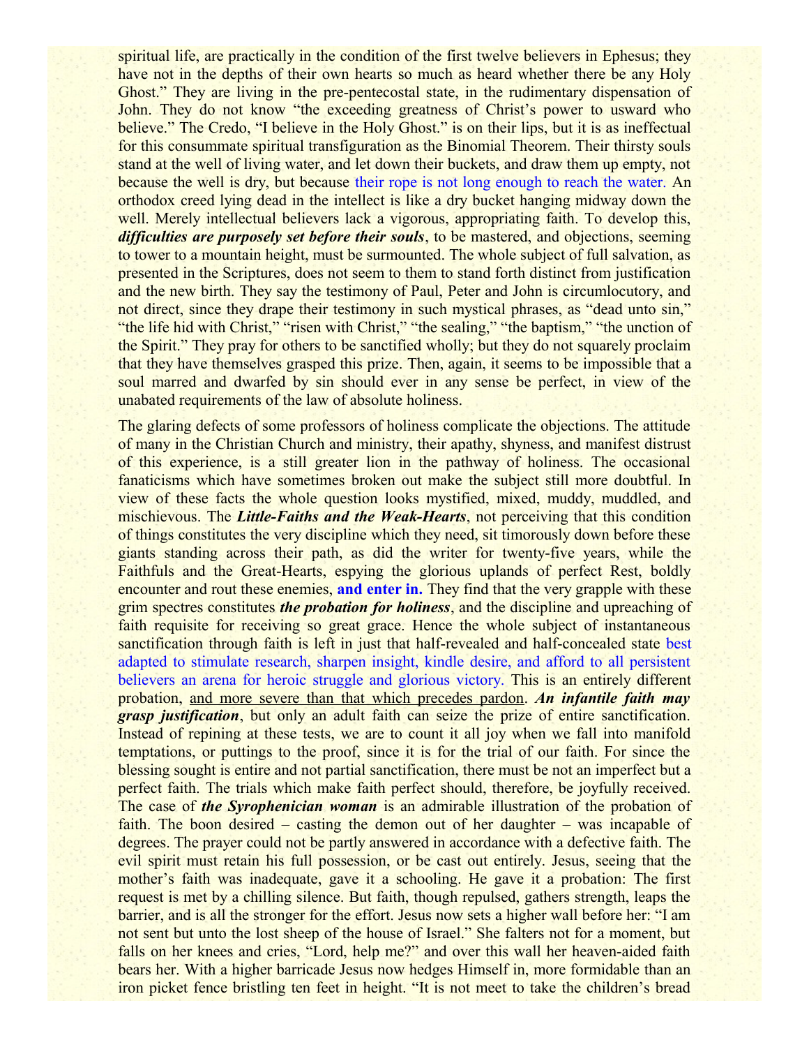spiritual life, are practically in the condition of the first twelve believers in Ephesus; they have not in the depths of their own hearts so much as heard whether there be any Holy Ghost." They are living in the pre-pentecostal state, in the rudimentary dispensation of John. They do not know "the exceeding greatness of Christ's power to usward who believe." The Credo, "I believe in the Holy Ghost." is on their lips, but it is as ineffectual for this consummate spiritual transfiguration as the Binomial Theorem. Their thirsty souls stand at the well of living water, and let down their buckets, and draw them up empty, not because the well is dry, but because their rope is not long enough to reach the water. An orthodox creed lying dead in the intellect is like a dry bucket hanging midway down the well. Merely intellectual believers lack a vigorous, appropriating faith. To develop this, ***difficulties are purposely set before their souls***, to be mastered, and objections, seeming to tower to a mountain height, must be surmounted. The whole subject of full salvation, as presented in the Scriptures, does not seem to them to stand forth distinct from justification and the new birth. They say the testimony of Paul, Peter and John is circumlocutory, and not direct, since they drape their testimony in such mystical phrases, as "dead unto sin," "the life hid with Christ," "risen with Christ," "the sealing," "the baptism," "the unction of the Spirit." They pray for others to be sanctified wholly; but they do not squarely proclaim that they have themselves grasped this prize. Then, again, it seems to be impossible that a soul marred and dwarfed by sin should ever in any sense be perfect, in view of the unabated requirements of the law of absolute holiness.

The glaring defects of some professors of holiness complicate the objections. The attitude of many in the Christian Church and ministry, their apathy, shyness, and manifest distrust of this experience, is a still greater lion in the pathway of holiness. The occasional fanaticisms which have sometimes broken out make the subject still more doubtful. In view of these facts the whole question looks mystified, mixed, muddy, muddled, and mischievous. The ***Little-Faiths and the Weak-Hearts***, not perceiving that this condition of things constitutes the very discipline which they need, sit timorously down before these giants standing across their path, as did the writer for twenty-five years, while the Faithfuls and the Great-Hearts, espying the glorious uplands of perfect Rest, boldly encounter and rout these enemies, **and enter in.** They find that the very grapple with these grim spectres constitutes ***the probation for holiness***, and the discipline and upreaching of faith requisite for receiving so great grace. Hence the whole subject of instantaneous sanctification through faith is left in just that half-revealed and half-concealed state best adapted to stimulate research, sharpen insight, kindle desire, and afford to all persistent believers an arena for heroic struggle and glorious victory. This is an entirely different probation, <u>and more severe than that which precedes pardon</u>. ***An infantile faith may grasp justification***, but only an adult faith can seize the prize of entire sanctification. Instead of repining at these tests, we are to count it all joy when we fall into manifold temptations, or puttings to the proof, since it is for the trial of our faith. For since the blessing sought is entire and not partial sanctification, there must be not an imperfect but a perfect faith. The trials which make faith perfect should, therefore, be joyfully received. The case of ***the Syrophenician woman*** is an admirable illustration of the probation of faith. The boon desired – casting the demon out of her daughter – was incapable of degrees. The prayer could not be partly answered in accordance with a defective faith. The evil spirit must retain his full possession, or be cast out entirely. Jesus, seeing that the mother's faith was inadequate, gave it a schooling. He gave it a probation: The first request is met by a chilling silence. But faith, though repulsed, gathers strength, leaps the barrier, and is all the stronger for the effort. Jesus now sets a higher wall before her: "I am not sent but unto the lost sheep of the house of Israel." She falters not for a moment, but falls on her knees and cries, "Lord, help me?" and over this wall her heaven-aided faith bears her. With a higher barricade Jesus now hedges Himself in, more formidable than an iron picket fence bristling ten feet in height. "It is not meet to take the children's bread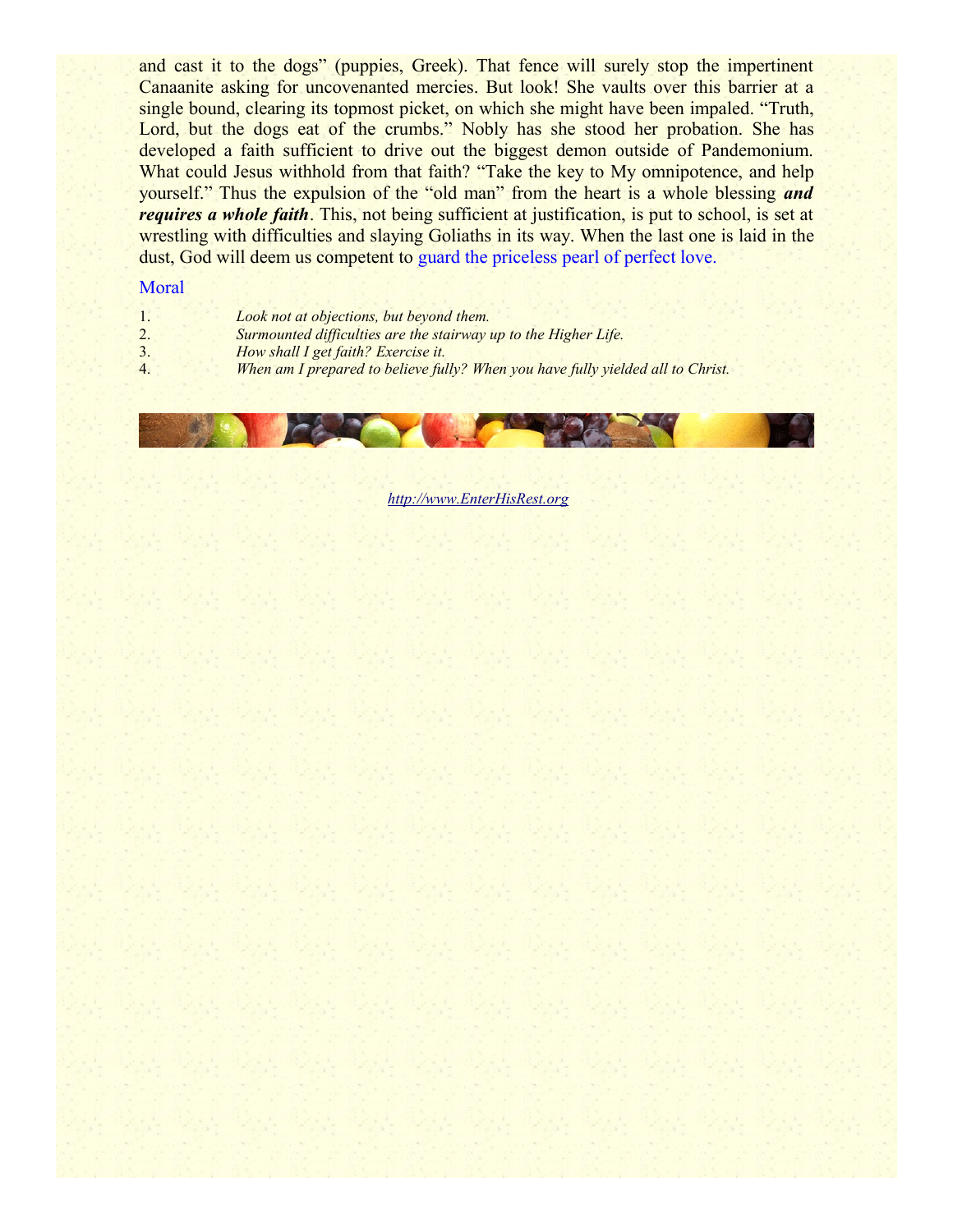and cast it to the dogs" (puppies, Greek). That fence will surely stop the impertinent Canaanite asking for uncovenanted mercies. But look! She vaults over this barrier at a single bound, clearing its topmost picket, on which she might have been impaled. "Truth, Lord, but the dogs eat of the crumbs." Nobly has she stood her probation. She has developed a faith sufficient to drive out the biggest demon outside of Pandemonium. What could Jesus withhold from that faith? "Take the key to My omnipotence, and help yourself." Thus the expulsion of the "old man" from the heart is a whole blessing ***and requires a whole faith***. This, not being sufficient at justification, is put to school, is set at wrestling with difficulties and slaying Goliaths in its way. When the last one is laid in the dust, God will deem us competent to guard the priceless pearl of perfect love.

Moral

1. *Look not at objections, but beyond them.*
2. *Surmounted difficulties are the stairway up to the Higher Life.*
3. *How shall I get faith? Exercise it.*
4. *When am I prepared to believe fully? When you have fully yielded all to Christ.*

http://www.EnterHisRest.org